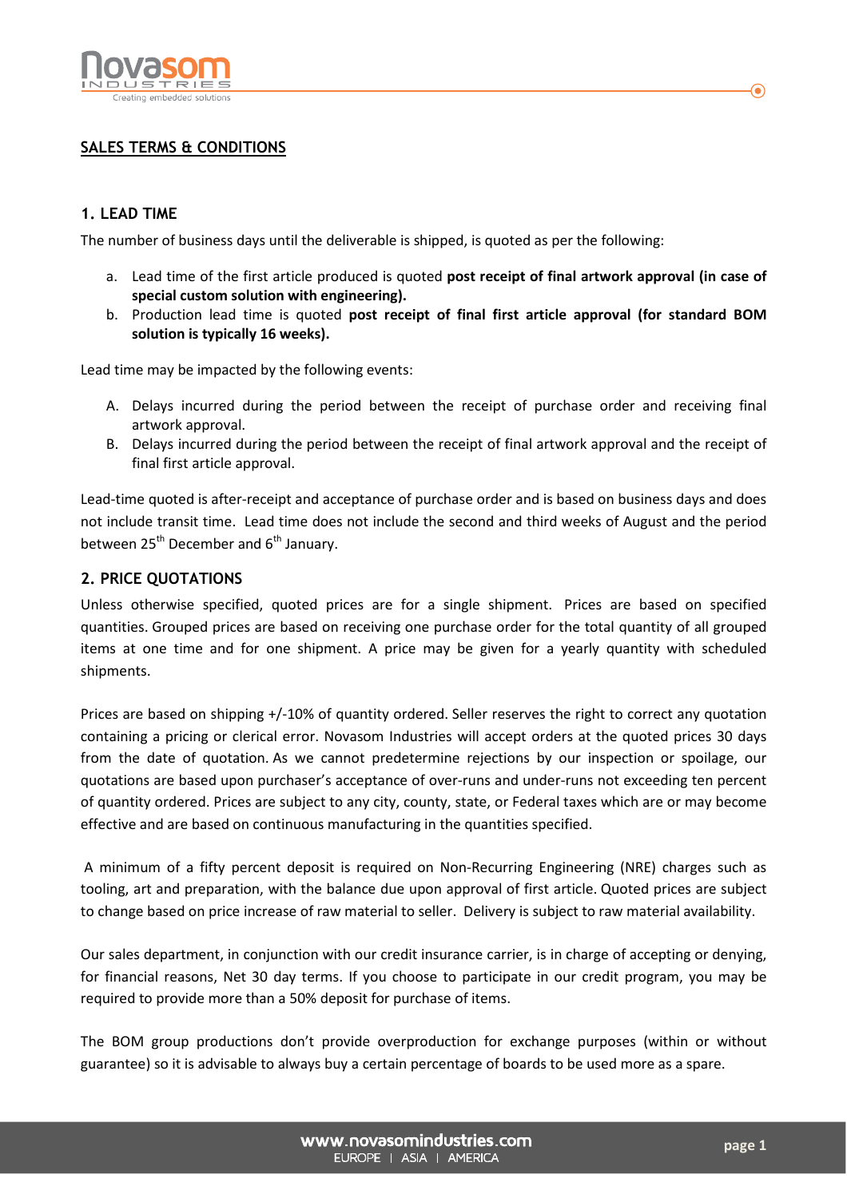## SALES TERMS & CONDITIONS

### 1. LEAD TIME

The number of business days until the deliverable is shipped, is quoted as per the following:

a. Lead time of the first article produced is quoted **post receipt of final artwork approval (in case of special custom solution with engineering).**
b. Production lead time is quoted **post receipt of final first article approval (for standard BOM solution is typically 16 weeks).**

Lead time may be impacted by the following events:

A. Delays incurred during the period between the receipt of purchase order and receiving final artwork approval.
B. Delays incurred during the period between the receipt of final artwork approval and the receipt of final first article approval.

Lead-time quoted is after-receipt and acceptance of purchase order and is based on business days and does not include transit time. Lead time does not include the second and third weeks of August and the period between 25th December and 6th January.

### 2. PRICE QUOTATIONS

Unless otherwise specified, quoted prices are for a single shipment. Prices are based on specified quantities. Grouped prices are based on receiving one purchase order for the total quantity of all grouped items at one time and for one shipment. A price may be given for a yearly quantity with scheduled shipments.

Prices are based on shipping +/-10% of quantity ordered. Seller reserves the right to correct any quotation containing a pricing or clerical error. Novasom Industries will accept orders at the quoted prices 30 days from the date of quotation. As we cannot predetermine rejections by our inspection or spoilage, our quotations are based upon purchaser's acceptance of over-runs and under-runs not exceeding ten percent of quantity ordered. Prices are subject to any city, county, state, or Federal taxes which are or may become effective and are based on continuous manufacturing in the quantities specified.

A minimum of a fifty percent deposit is required on Non-Recurring Engineering (NRE) charges such as tooling, art and preparation, with the balance due upon approval of first article. Quoted prices are subject to change based on price increase of raw material to seller. Delivery is subject to raw material availability.

Our sales department, in conjunction with our credit insurance carrier, is in charge of accepting or denying, for financial reasons, Net 30 day terms. If you choose to participate in our credit program, you may be required to provide more than a 50% deposit for purchase of items.

The BOM group productions don't provide overproduction for exchange purposes (within or without guarantee) so it is advisable to always buy a certain percentage of boards to be used more as a spare.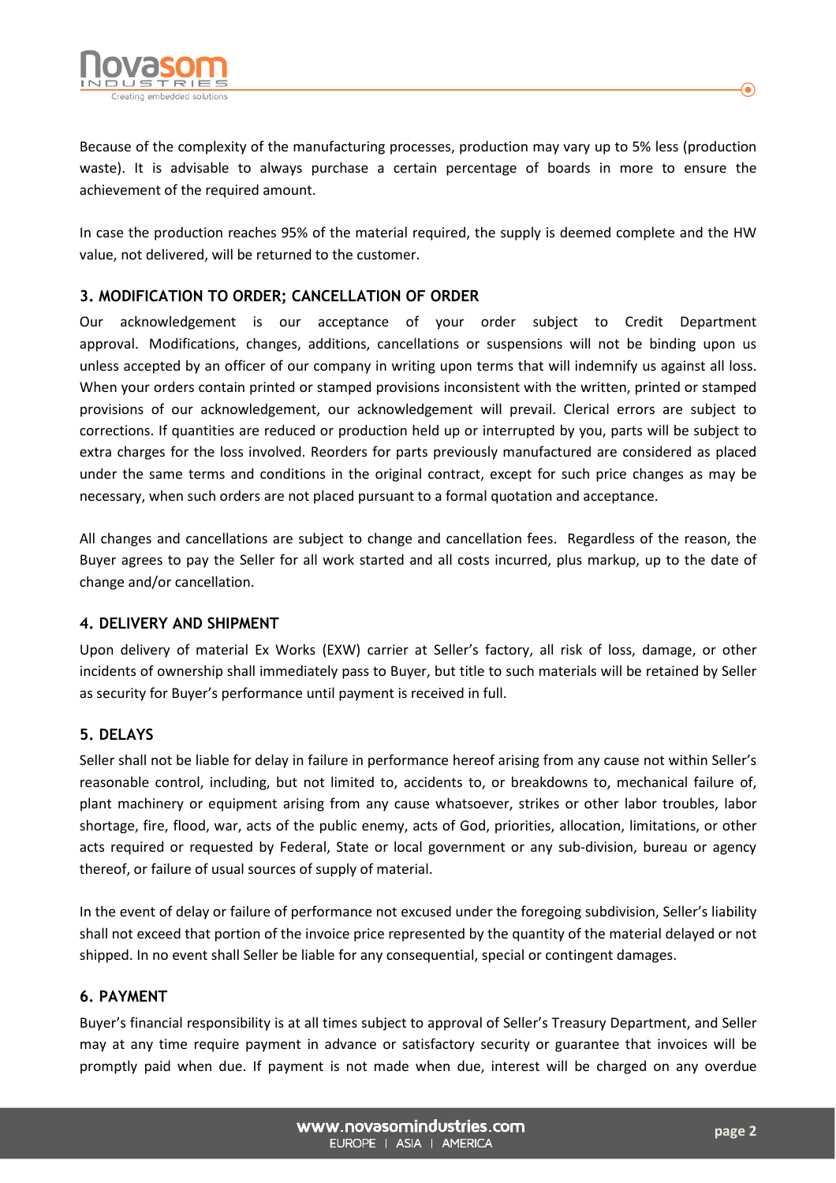Because of the complexity of the manufacturing processes, production may vary up to 5% less (production waste). It is advisable to always purchase a certain percentage of boards in more to ensure the achievement of the required amount.

In case the production reaches 95% of the material required, the supply is deemed complete and the HW value, not delivered, will be returned to the customer.

## 3. MODIFICATION TO ORDER; CANCELLATION OF ORDER

Our acknowledgement is our acceptance of your order subject to Credit Department approval. Modifications, changes, additions, cancellations or suspensions will not be binding upon us unless accepted by an officer of our company in writing upon terms that will indemnify us against all loss. When your orders contain printed or stamped provisions inconsistent with the written, printed or stamped provisions of our acknowledgement, our acknowledgement will prevail. Clerical errors are subject to corrections. If quantities are reduced or production held up or interrupted by you, parts will be subject to extra charges for the loss involved. Reorders for parts previously manufactured are considered as placed under the same terms and conditions in the original contract, except for such price changes as may be necessary, when such orders are not placed pursuant to a formal quotation and acceptance.

All changes and cancellations are subject to change and cancellation fees. Regardless of the reason, the Buyer agrees to pay the Seller for all work started and all costs incurred, plus markup, up to the date of change and/or cancellation.

## 4. DELIVERY AND SHIPMENT

Upon delivery of material Ex Works (EXW) carrier at Seller's factory, all risk of loss, damage, or other incidents of ownership shall immediately pass to Buyer, but title to such materials will be retained by Seller as security for Buyer's performance until payment is received in full.

## 5. DELAYS

Seller shall not be liable for delay in failure in performance hereof arising from any cause not within Seller's reasonable control, including, but not limited to, accidents to, or breakdowns to, mechanical failure of, plant machinery or equipment arising from any cause whatsoever, strikes or other labor troubles, labor shortage, fire, flood, war, acts of the public enemy, acts of God, priorities, allocation, limitations, or other acts required or requested by Federal, State or local government or any sub-division, bureau or agency thereof, or failure of usual sources of supply of material.

In the event of delay or failure of performance not excused under the foregoing subdivision, Seller's liability shall not exceed that portion of the invoice price represented by the quantity of the material delayed or not shipped. In no event shall Seller be liable for any consequential, special or contingent damages.

## 6. PAYMENT

Buyer's financial responsibility is at all times subject to approval of Seller's Treasury Department, and Seller may at any time require payment in advance or satisfactory security or guarantee that invoices will be promptly paid when due. If payment is not made when due, interest will be charged on any overdue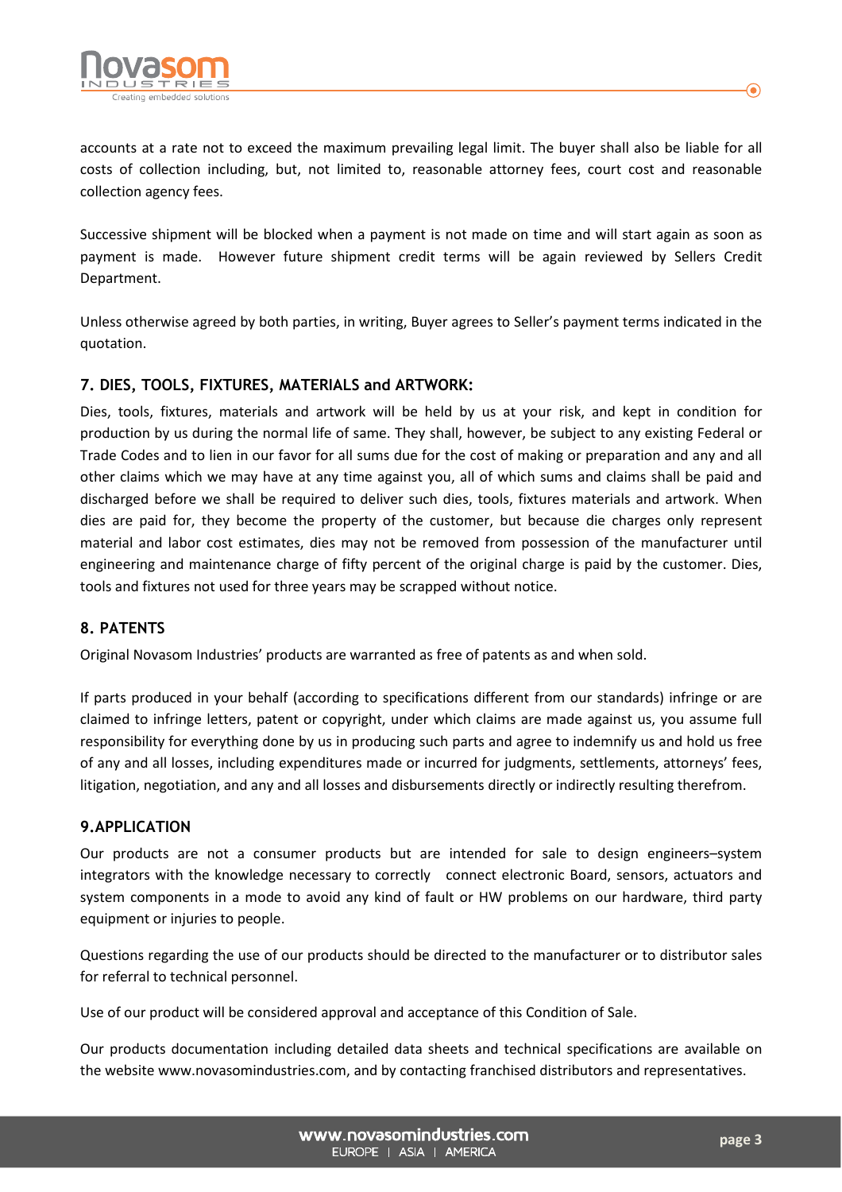accounts at a rate not to exceed the maximum prevailing legal limit. The buyer shall also be liable for all costs of collection including, but, not limited to, reasonable attorney fees, court cost and reasonable collection agency fees.

Successive shipment will be blocked when a payment is not made on time and will start again as soon as payment is made. However future shipment credit terms will be again reviewed by Sellers Credit Department.

Unless otherwise agreed by both parties, in writing, Buyer agrees to Seller's payment terms indicated in the quotation.

## 7. DIES, TOOLS, FIXTURES, MATERIALS and ARTWORK:

Dies, tools, fixtures, materials and artwork will be held by us at your risk, and kept in condition for production by us during the normal life of same. They shall, however, be subject to any existing Federal or Trade Codes and to lien in our favor for all sums due for the cost of making or preparation and any and all other claims which we may have at any time against you, all of which sums and claims shall be paid and discharged before we shall be required to deliver such dies, tools, fixtures materials and artwork. When dies are paid for, they become the property of the customer, but because die charges only represent material and labor cost estimates, dies may not be removed from possession of the manufacturer until engineering and maintenance charge of fifty percent of the original charge is paid by the customer. Dies, tools and fixtures not used for three years may be scrapped without notice.

## 8. PATENTS

Original Novasom Industries' products are warranted as free of patents as and when sold.

If parts produced in your behalf (according to specifications different from our standards) infringe or are claimed to infringe letters, patent or copyright, under which claims are made against us, you assume full responsibility for everything done by us in producing such parts and agree to indemnify us and hold us free of any and all losses, including expenditures made or incurred for judgments, settlements, attorneys' fees, litigation, negotiation, and any and all losses and disbursements directly or indirectly resulting therefrom.

## 9.APPLICATION

Our products are not a consumer products but are intended for sale to design engineers–system integrators with the knowledge necessary to correctly connect electronic Board, sensors, actuators and system components in a mode to avoid any kind of fault or HW problems on our hardware, third party equipment or injuries to people.

Questions regarding the use of our products should be directed to the manufacturer or to distributor sales for referral to technical personnel.

Use of our product will be considered approval and acceptance of this Condition of Sale.

Our products documentation including detailed data sheets and technical specifications are available on the website www.novasomindustries.com, and by contacting franchised distributors and representatives.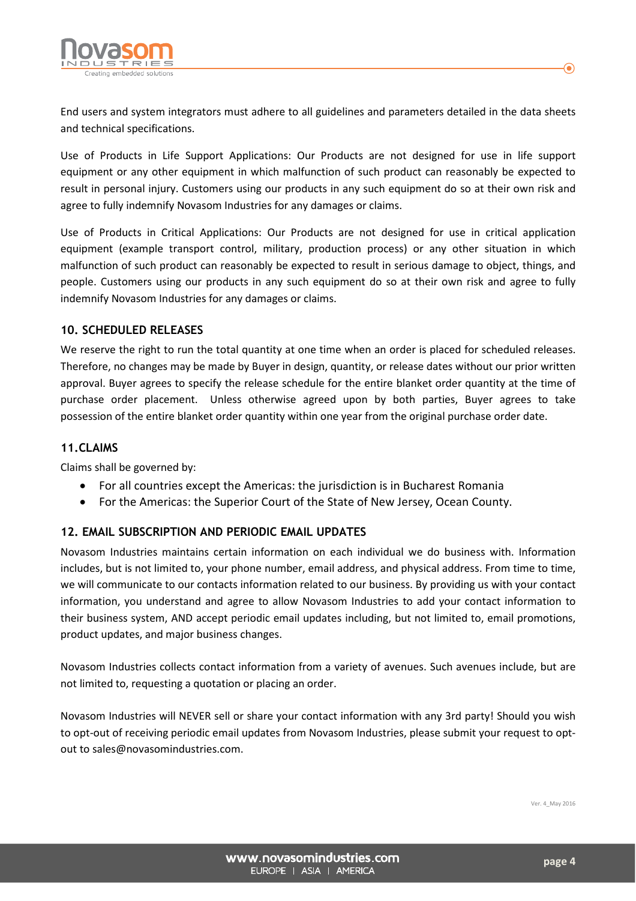End users and system integrators must adhere to all guidelines and parameters detailed in the data sheets and technical specifications.

Use of Products in Life Support Applications: Our Products are not designed for use in life support equipment or any other equipment in which malfunction of such product can reasonably be expected to result in personal injury. Customers using our products in any such equipment do so at their own risk and agree to fully indemnify Novasom Industries for any damages or claims.

Use of Products in Critical Applications: Our Products are not designed for use in critical application equipment (example transport control, military, production process) or any other situation in which malfunction of such product can reasonably be expected to result in serious damage to object, things, and people. Customers using our products in any such equipment do so at their own risk and agree to fully indemnify Novasom Industries for any damages or claims.

## 10. SCHEDULED RELEASES

We reserve the right to run the total quantity at one time when an order is placed for scheduled releases. Therefore, no changes may be made by Buyer in design, quantity, or release dates without our prior written approval. Buyer agrees to specify the release schedule for the entire blanket order quantity at the time of purchase order placement. Unless otherwise agreed upon by both parties, Buyer agrees to take possession of the entire blanket order quantity within one year from the original purchase order date.

## 11. CLAIMS

Claims shall be governed by:

- For all countries except the Americas: the jurisdiction is in Bucharest Romania
- For the Americas: the Superior Court of the State of New Jersey, Ocean County.

## 12. EMAIL SUBSCRIPTION AND PERIODIC EMAIL UPDATES

Novasom Industries maintains certain information on each individual we do business with. Information includes, but is not limited to, your phone number, email address, and physical address. From time to time, we will communicate to our contacts information related to our business. By providing us with your contact information, you understand and agree to allow Novasom Industries to add your contact information to their business system, AND accept periodic email updates including, but not limited to, email promotions, product updates, and major business changes.

Novasom Industries collects contact information from a variety of avenues. Such avenues include, but are not limited to, requesting a quotation or placing an order.

Novasom Industries will NEVER sell or share your contact information with any 3rd party! Should you wish to opt-out of receiving periodic email updates from Novasom Industries, please submit your request to opt-out to sales@novasomindustries.com.

Ver. 4_May 2016